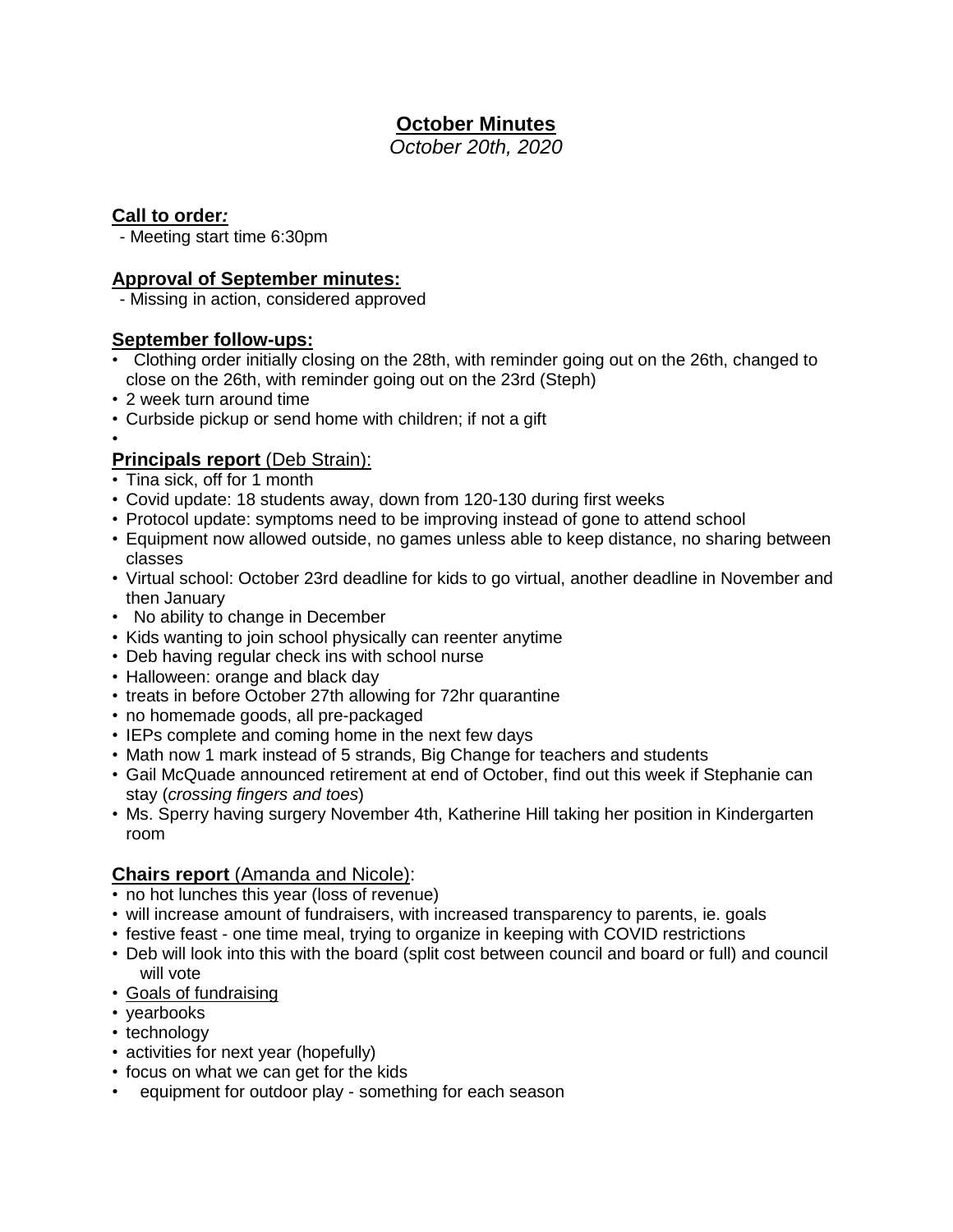# **October Minutes**

*October 20th, 2020*

## **Call to order*:***

- Meeting start time 6:30pm

## **Approval of September minutes:**

- Missing in action, considered approved

## **September follow-ups:**

- Clothing order initially closing on the 28th, with reminder going out on the 26th, changed to close on the 26th, with reminder going out on the 23rd (Steph)
- 2 week turn around time
- Curbside pickup or send home with children; if not a gift
- 

## **Principals report** (Deb Strain):

- Tina sick, off for 1 month
- Covid update: 18 students away, down from 120-130 during first weeks
- Protocol update: symptoms need to be improving instead of gone to attend school
- Equipment now allowed outside, no games unless able to keep distance, no sharing between classes
- Virtual school: October 23rd deadline for kids to go virtual, another deadline in November and then January
- No ability to change in December
- Kids wanting to join school physically can reenter anytime
- Deb having regular check ins with school nurse
- Halloween: orange and black day
- treats in before October 27th allowing for 72hr quarantine
- no homemade goods, all pre-packaged
- IEPs complete and coming home in the next few days
- Math now 1 mark instead of 5 strands, Big Change for teachers and students
- Gail McQuade announced retirement at end of October, find out this week if Stephanie can stay (*crossing fingers and toes*)
- Ms. Sperry having surgery November 4th, Katherine Hill taking her position in Kindergarten room

## **Chairs report** (Amanda and Nicole):

- no hot lunches this year (loss of revenue)
- will increase amount of fundraisers, with increased transparency to parents, ie. goals
- festive feast - one time meal, trying to organize in keeping with COVID restrictions
- Deb will look into this with the board (split cost between council and board or full) and council will vote
- Goals of fundraising
- yearbooks
- technology
- activities for next year (hopefully)
- focus on what we can get for the kids
- equipment for outdoor play - something for each season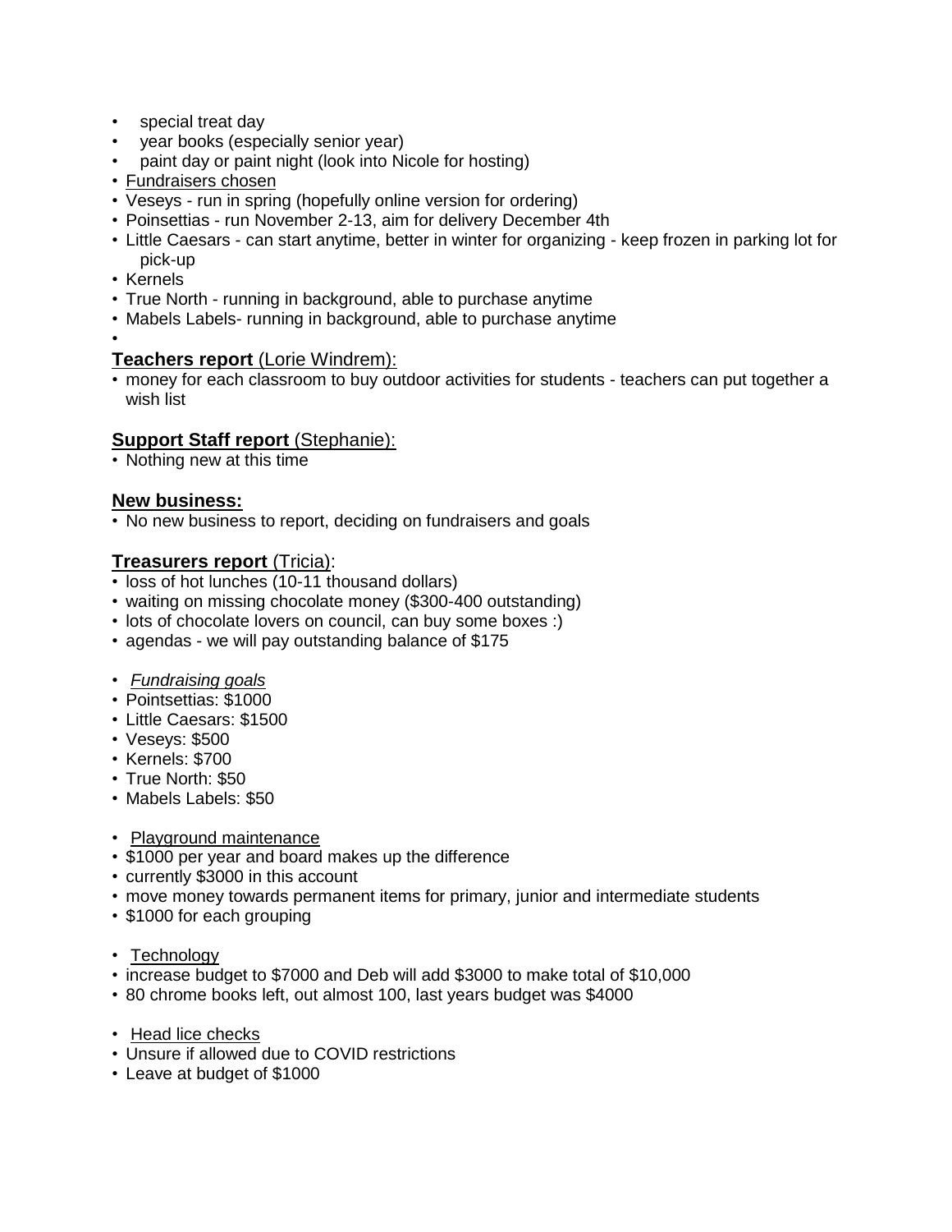- special treat day
- year books (especially senior year)
- paint day or paint night (look into Nicole for hosting)
- Fundraisers chosen
- Veseys - run in spring (hopefully online version for ordering)
- Poinsettias - run November 2-13, aim for delivery December 4th
- Little Caesars - can start anytime, better in winter for organizing - keep frozen in parking lot for pick-up
- Kernels
- True North - running in background, able to purchase anytime
- Mabels Labels- running in background, able to purchase anytime
-

**Teachers report** (Lorie Windrem):

- money for each classroom to buy outdoor activities for students - teachers can put together a wish list

**Support Staff report** (Stephanie):

- Nothing new at this time

**New business:**

- No new business to report, deciding on fundraisers and goals

**Treasurers report** (Tricia):

- loss of hot lunches (10-11 thousand dollars)
- waiting on missing chocolate money ($300-400 outstanding)
- lots of chocolate lovers on council, can buy some boxes :)
- agendas - we will pay outstanding balance of $175

- *Fundraising goals*
- Pointsettias: $1000
- Little Caesars: $1500
- Veseys: $500
- Kernels: $700
- True North: $50
- Mabels Labels: $50

- Playground maintenance
- $1000 per year and board makes up the difference
- currently $3000 in this account
- move money towards permanent items for primary, junior and intermediate students
- $1000 for each grouping

- Technology
- increase budget to $7000 and Deb will add $3000 to make total of $10,000
- 80 chrome books left, out almost 100, last years budget was $4000

- Head lice checks
- Unsure if allowed due to COVID restrictions
- Leave at budget of $1000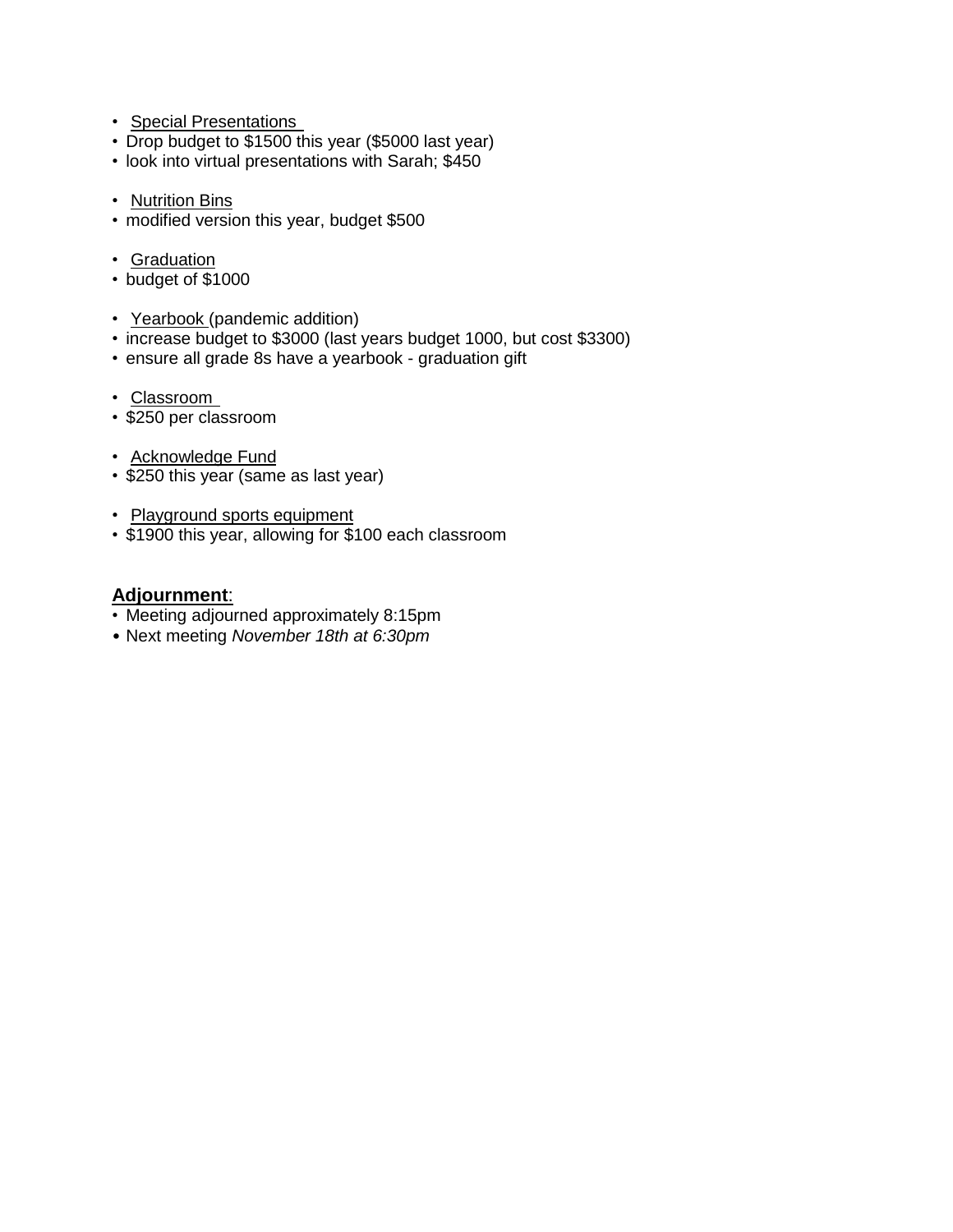- <u>Special Presentations</u>
- Drop budget to $1500 this year ($5000 last year)
- look into virtual presentations with Sarah; $450

- <u>Nutrition Bins</u>
- modified version this year, budget $500

- <u>Graduation</u>
- budget of $1000

- <u>Yearbook</u> (pandemic addition)
- increase budget to $3000 (last years budget 1000, but cost $3300)
- ensure all grade 8s have a yearbook - graduation gift

- <u>Classroom</u>
- $250 per classroom

- <u>Acknowledge Fund</u>
- $250 this year (same as last year)

- <u>Playground sports equipment</u>
- $1900 this year, allowing for $100 each classroom

**<u>Adjournment</u>**:

- Meeting adjourned approximately 8:15pm
- Next meeting *November 18th at 6:30pm*